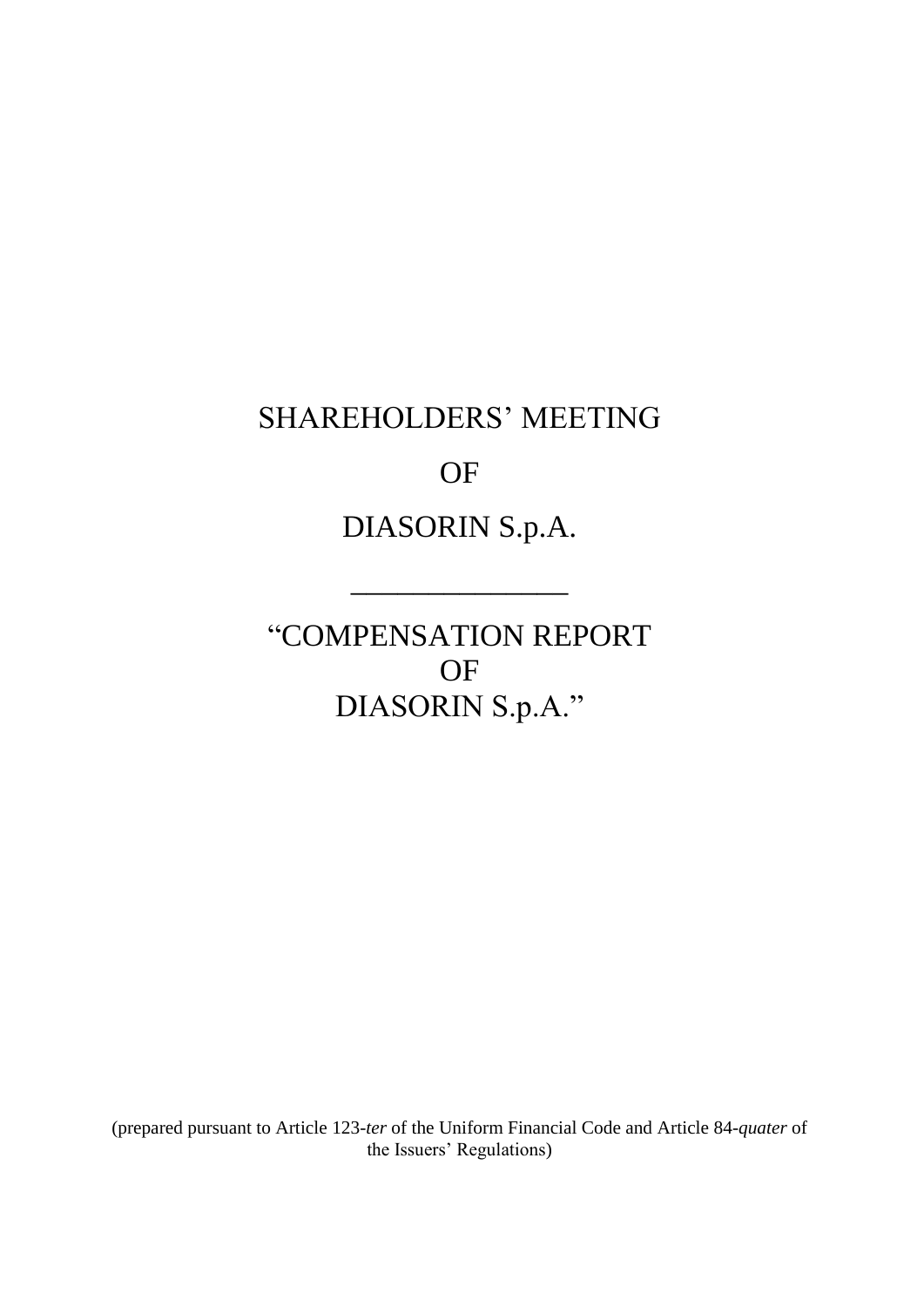# SHAREHOLDERS' MEETING

# OF

# DIASORIN S.p.A.

---

# "COMPENSATION REPORT
# OF
# DIASORIN S.p.A."

(prepared pursuant to Article 123-*ter* of the Uniform Financial Code and Article 84-*quater* of the Issuers' Regulations)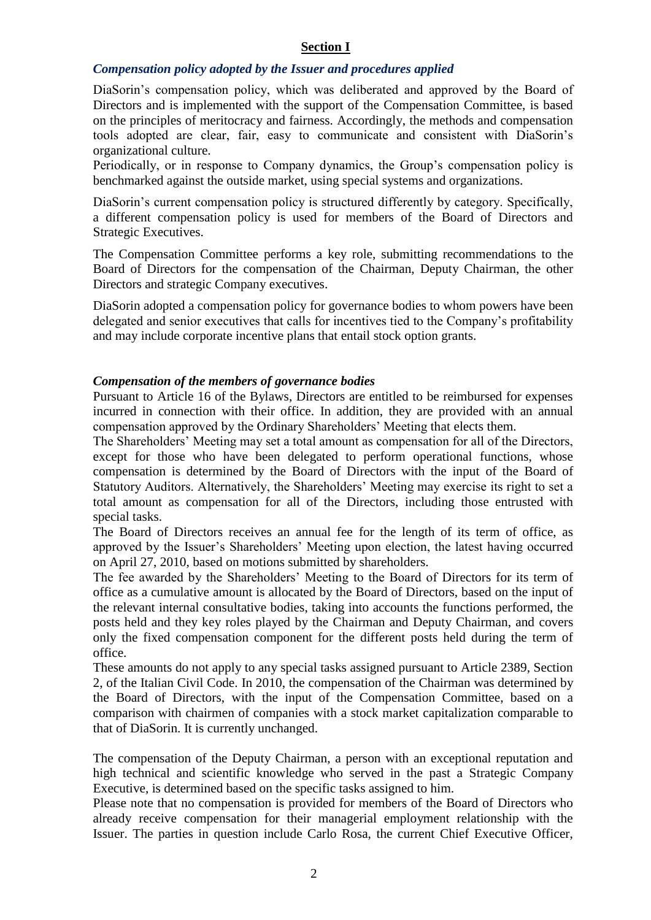## Section I

### *Compensation policy adopted by the Issuer and procedures applied*

DiaSorin's compensation policy, which was deliberated and approved by the Board of Directors and is implemented with the support of the Compensation Committee, is based on the principles of meritocracy and fairness. Accordingly, the methods and compensation tools adopted are clear, fair, easy to communicate and consistent with DiaSorin's organizational culture.

Periodically, or in response to Company dynamics, the Group's compensation policy is benchmarked against the outside market, using special systems and organizations.

DiaSorin's current compensation policy is structured differently by category. Specifically, a different compensation policy is used for members of the Board of Directors and Strategic Executives.

The Compensation Committee performs a key role, submitting recommendations to the Board of Directors for the compensation of the Chairman, Deputy Chairman, the other Directors and strategic Company executives.

DiaSorin adopted a compensation policy for governance bodies to whom powers have been delegated and senior executives that calls for incentives tied to the Company's profitability and may include corporate incentive plans that entail stock option grants.

### *Compensation of the members of governance bodies*

Pursuant to Article 16 of the Bylaws, Directors are entitled to be reimbursed for expenses incurred in connection with their office. In addition, they are provided with an annual compensation approved by the Ordinary Shareholders' Meeting that elects them.

The Shareholders' Meeting may set a total amount as compensation for all of the Directors, except for those who have been delegated to perform operational functions, whose compensation is determined by the Board of Directors with the input of the Board of Statutory Auditors. Alternatively, the Shareholders' Meeting may exercise its right to set a total amount as compensation for all of the Directors, including those entrusted with special tasks.

The Board of Directors receives an annual fee for the length of its term of office, as approved by the Issuer's Shareholders' Meeting upon election, the latest having occurred on April 27, 2010, based on motions submitted by shareholders.

The fee awarded by the Shareholders' Meeting to the Board of Directors for its term of office as a cumulative amount is allocated by the Board of Directors, based on the input of the relevant internal consultative bodies, taking into accounts the functions performed, the posts held and they key roles played by the Chairman and Deputy Chairman, and covers only the fixed compensation component for the different posts held during the term of office.

These amounts do not apply to any special tasks assigned pursuant to Article 2389, Section 2, of the Italian Civil Code. In 2010, the compensation of the Chairman was determined by the Board of Directors, with the input of the Compensation Committee, based on a comparison with chairmen of companies with a stock market capitalization comparable to that of DiaSorin. It is currently unchanged.

The compensation of the Deputy Chairman, a person with an exceptional reputation and high technical and scientific knowledge who served in the past a Strategic Company Executive, is determined based on the specific tasks assigned to him.

Please note that no compensation is provided for members of the Board of Directors who already receive compensation for their managerial employment relationship with the Issuer. The parties in question include Carlo Rosa, the current Chief Executive Officer,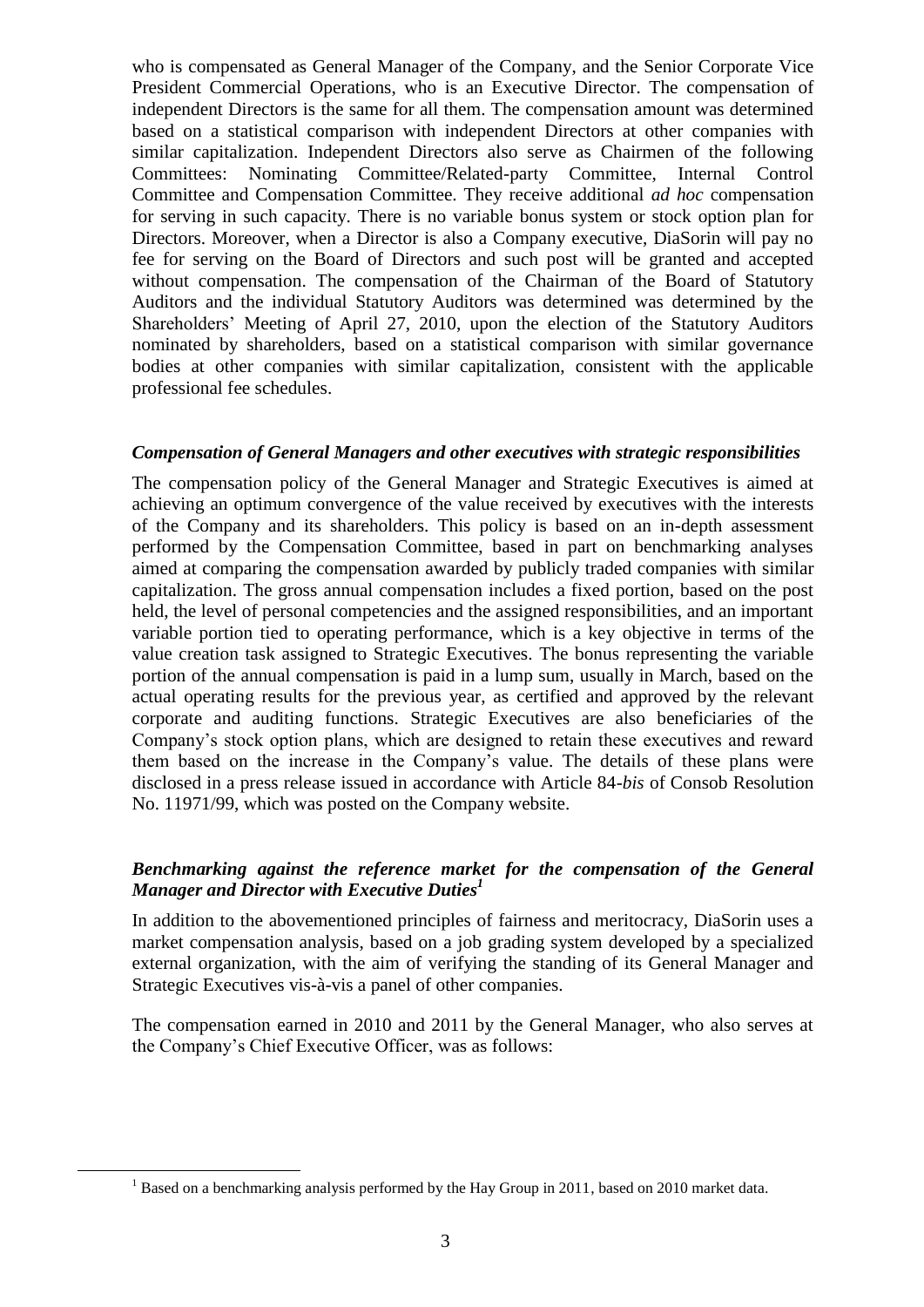who is compensated as General Manager of the Company, and the Senior Corporate Vice President Commercial Operations, who is an Executive Director. The compensation of independent Directors is the same for all them. The compensation amount was determined based on a statistical comparison with independent Directors at other companies with similar capitalization. Independent Directors also serve as Chairmen of the following Committees: Nominating Committee/Related-party Committee, Internal Control Committee and Compensation Committee. They receive additional *ad hoc* compensation for serving in such capacity. There is no variable bonus system or stock option plan for Directors. Moreover, when a Director is also a Company executive, DiaSorin will pay no fee for serving on the Board of Directors and such post will be granted and accepted without compensation. The compensation of the Chairman of the Board of Statutory Auditors and the individual Statutory Auditors was determined was determined by the Shareholders' Meeting of April 27, 2010, upon the election of the Statutory Auditors nominated by shareholders, based on a statistical comparison with similar governance bodies at other companies with similar capitalization, consistent with the applicable professional fee schedules.

### *Compensation of General Managers and other executives with strategic responsibilities*

The compensation policy of the General Manager and Strategic Executives is aimed at achieving an optimum convergence of the value received by executives with the interests of the Company and its shareholders. This policy is based on an in-depth assessment performed by the Compensation Committee, based in part on benchmarking analyses aimed at comparing the compensation awarded by publicly traded companies with similar capitalization. The gross annual compensation includes a fixed portion, based on the post held, the level of personal competencies and the assigned responsibilities, and an important variable portion tied to operating performance, which is a key objective in terms of the value creation task assigned to Strategic Executives. The bonus representing the variable portion of the annual compensation is paid in a lump sum, usually in March, based on the actual operating results for the previous year, as certified and approved by the relevant corporate and auditing functions. Strategic Executives are also beneficiaries of the Company's stock option plans, which are designed to retain these executives and reward them based on the increase in the Company's value. The details of these plans were disclosed in a press release issued in accordance with Article 84-*bis* of Consob Resolution No. 11971/99, which was posted on the Company website.

### *Benchmarking against the reference market for the compensation of the General Manager and Director with Executive Duties*[1]

In addition to the abovementioned principles of fairness and meritocracy, DiaSorin uses a market compensation analysis, based on a job grading system developed by a specialized external organization, with the aim of verifying the standing of its General Manager and Strategic Executives vis-à-vis a panel of other companies.

The compensation earned in 2010 and 2011 by the General Manager, who also serves at the Company's Chief Executive Officer, was as follows:

[1] Based on a benchmarking analysis performed by the Hay Group in 2011, based on 2010 market data.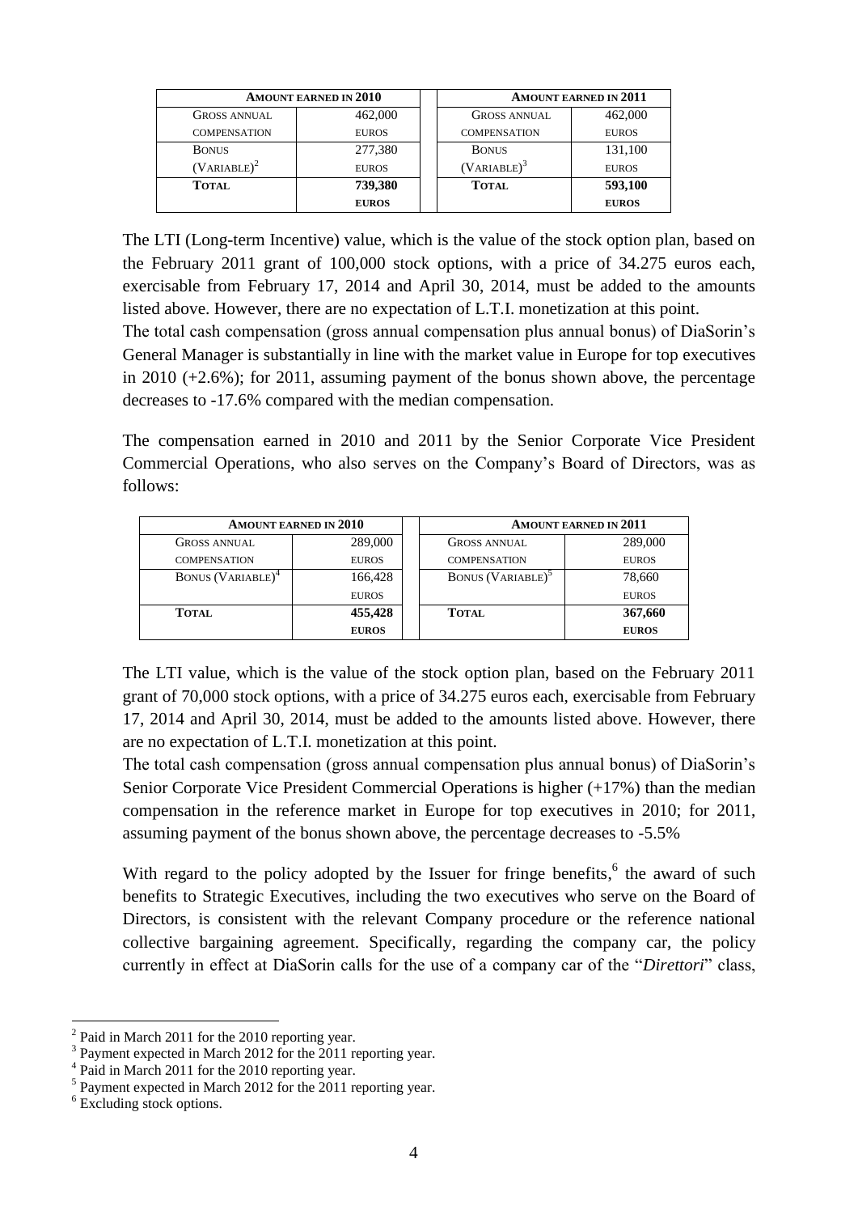| Amount earned in 2010 | | | Amount earned in 2011 | |
|---|---|---|---|---|
| Gross annual compensation | 462,000 euros | | Gross annual compensation | 462,000 euros |
| Bonus (Variable)[2] | 277,380 euros | | Bonus (Variable)[3] | 131,100 euros |
| **Total** | **739,380 euros** | | **Total** | **593,100 euros** |

The LTI (Long-term Incentive) value, which is the value of the stock option plan, based on the February 2011 grant of 100,000 stock options, with a price of 34.275 euros each, exercisable from February 17, 2014 and April 30, 2014, must be added to the amounts listed above. However, there are no expectation of L.T.I. monetization at this point.

The total cash compensation (gross annual compensation plus annual bonus) of DiaSorin's General Manager is substantially in line with the market value in Europe for top executives in 2010 (+2.6%); for 2011, assuming payment of the bonus shown above, the percentage decreases to -17.6% compared with the median compensation.

The compensation earned in 2010 and 2011 by the Senior Corporate Vice President Commercial Operations, who also serves on the Company's Board of Directors, was as follows:

| Amount earned in 2010 | | | Amount earned in 2011 | |
|---|---|---|---|---|
| Gross annual compensation | 289,000 euros | | Gross annual compensation | 289,000 euros |
| Bonus (Variable)[4] | 166,428 euros | | Bonus (Variable)[5] | 78,660 euros |
| **Total** | **455,428 euros** | | **Total** | **367,660 euros** |

The LTI value, which is the value of the stock option plan, based on the February 2011 grant of 70,000 stock options, with a price of 34.275 euros each, exercisable from February 17, 2014 and April 30, 2014, must be added to the amounts listed above. However, there are no expectation of L.T.I. monetization at this point.

The total cash compensation (gross annual compensation plus annual bonus) of DiaSorin's Senior Corporate Vice President Commercial Operations is higher (+17%) than the median compensation in the reference market in Europe for top executives in 2010; for 2011, assuming payment of the bonus shown above, the percentage decreases to -5.5%

With regard to the policy adopted by the Issuer for fringe benefits,[6] the award of such benefits to Strategic Executives, including the two executives who serve on the Board of Directors, is consistent with the relevant Company procedure or the reference national collective bargaining agreement. Specifically, regarding the company car, the policy currently in effect at DiaSorin calls for the use of a company car of the "*Direttori*" class,

---

[2] Paid in March 2011 for the 2010 reporting year.

[3] Payment expected in March 2012 for the 2011 reporting year.

[4] Paid in March 2011 for the 2010 reporting year.

[5] Payment expected in March 2012 for the 2011 reporting year.

[6] Excluding stock options.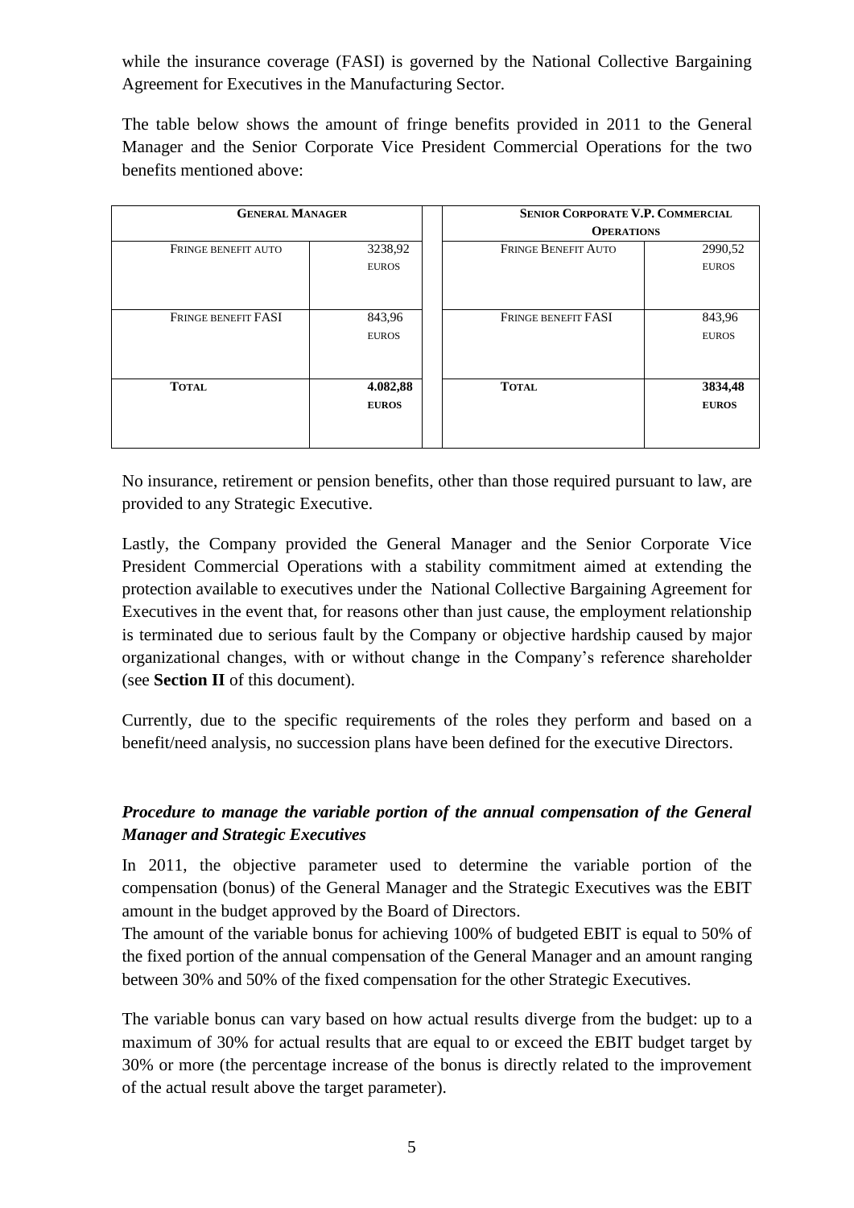while the insurance coverage (FASI) is governed by the National Collective Bargaining Agreement for Executives in the Manufacturing Sector.

The table below shows the amount of fringe benefits provided in 2011 to the General Manager and the Senior Corporate Vice President Commercial Operations for the two benefits mentioned above:

| GENERAL MANAGER | | | SENIOR CORPORATE V.P. COMMERCIAL OPERATIONS | |
|---|---|---|---|---|
| FRINGE BENEFIT AUTO | 3238,92 EUROS | | FRINGE BENEFIT AUTO | 2990,52 EUROS |
| FRINGE BENEFIT FASI | 843,96 EUROS | | FRINGE BENEFIT FASI | 843,96 EUROS |
| **TOTAL** | **4.082,88 EUROS** | | **TOTAL** | **3834,48 EUROS** |

No insurance, retirement or pension benefits, other than those required pursuant to law, are provided to any Strategic Executive.

Lastly, the Company provided the General Manager and the Senior Corporate Vice President Commercial Operations with a stability commitment aimed at extending the protection available to executives under the National Collective Bargaining Agreement for Executives in the event that, for reasons other than just cause, the employment relationship is terminated due to serious fault by the Company or objective hardship caused by major organizational changes, with or without change in the Company's reference shareholder (see **Section II** of this document).

Currently, due to the specific requirements of the roles they perform and based on a benefit/need analysis, no succession plans have been defined for the executive Directors.

***Procedure to manage the variable portion of the annual compensation of the General Manager and Strategic Executives***

In 2011, the objective parameter used to determine the variable portion of the compensation (bonus) of the General Manager and the Strategic Executives was the EBIT amount in the budget approved by the Board of Directors.

The amount of the variable bonus for achieving 100% of budgeted EBIT is equal to 50% of the fixed portion of the annual compensation of the General Manager and an amount ranging between 30% and 50% of the fixed compensation for the other Strategic Executives.

The variable bonus can vary based on how actual results diverge from the budget: up to a maximum of 30% for actual results that are equal to or exceed the EBIT budget target by 30% or more (the percentage increase of the bonus is directly related to the improvement of the actual result above the target parameter).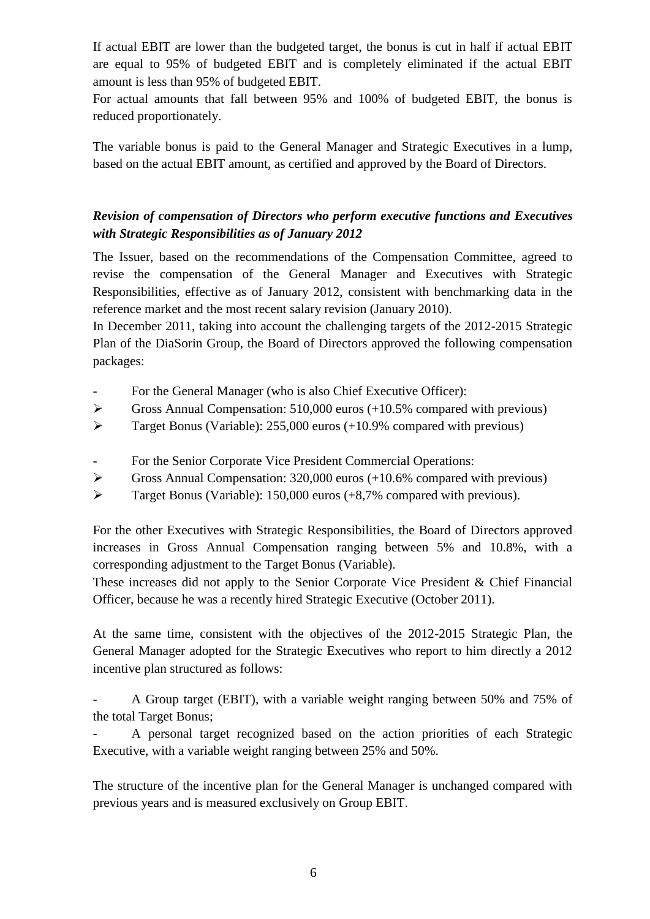If actual EBIT are lower than the budgeted target, the bonus is cut in half if actual EBIT are equal to 95% of budgeted EBIT and is completely eliminated if the actual EBIT amount is less than 95% of budgeted EBIT.
For actual amounts that fall between 95% and 100% of budgeted EBIT, the bonus is reduced proportionately.

The variable bonus is paid to the General Manager and Strategic Executives in a lump, based on the actual EBIT amount, as certified and approved by the Board of Directors.

### *Revision of compensation of Directors who perform executive functions and Executives with Strategic Responsibilities as of January 2012*

The Issuer, based on the recommendations of the Compensation Committee, agreed to revise the compensation of the General Manager and Executives with Strategic Responsibilities, effective as of January 2012, consistent with benchmarking data in the reference market and the most recent salary revision (January 2010).
In December 2011, taking into account the challenging targets of the 2012-2015 Strategic Plan of the DiaSorin Group, the Board of Directors approved the following compensation packages:

- For the General Manager (who is also Chief Executive Officer):
  - Gross Annual Compensation: 510,000 euros (+10.5% compared with previous)
  - Target Bonus (Variable): 255,000 euros (+10.9% compared with previous)

- For the Senior Corporate Vice President Commercial Operations:
  - Gross Annual Compensation: 320,000 euros (+10.6% compared with previous)
  - Target Bonus (Variable): 150,000 euros (+8,7% compared with previous).

For the other Executives with Strategic Responsibilities, the Board of Directors approved increases in Gross Annual Compensation ranging between 5% and 10.8%, with a corresponding adjustment to the Target Bonus (Variable).
These increases did not apply to the Senior Corporate Vice President & Chief Financial Officer, because he was a recently hired Strategic Executive (October 2011).

At the same time, consistent with the objectives of the 2012-2015 Strategic Plan, the General Manager adopted for the Strategic Executives who report to him directly a 2012 incentive plan structured as follows:

- A Group target (EBIT), with a variable weight ranging between 50% and 75% of the total Target Bonus;
- A personal target recognized based on the action priorities of each Strategic Executive, with a variable weight ranging between 25% and 50%.

The structure of the incentive plan for the General Manager is unchanged compared with previous years and is measured exclusively on Group EBIT.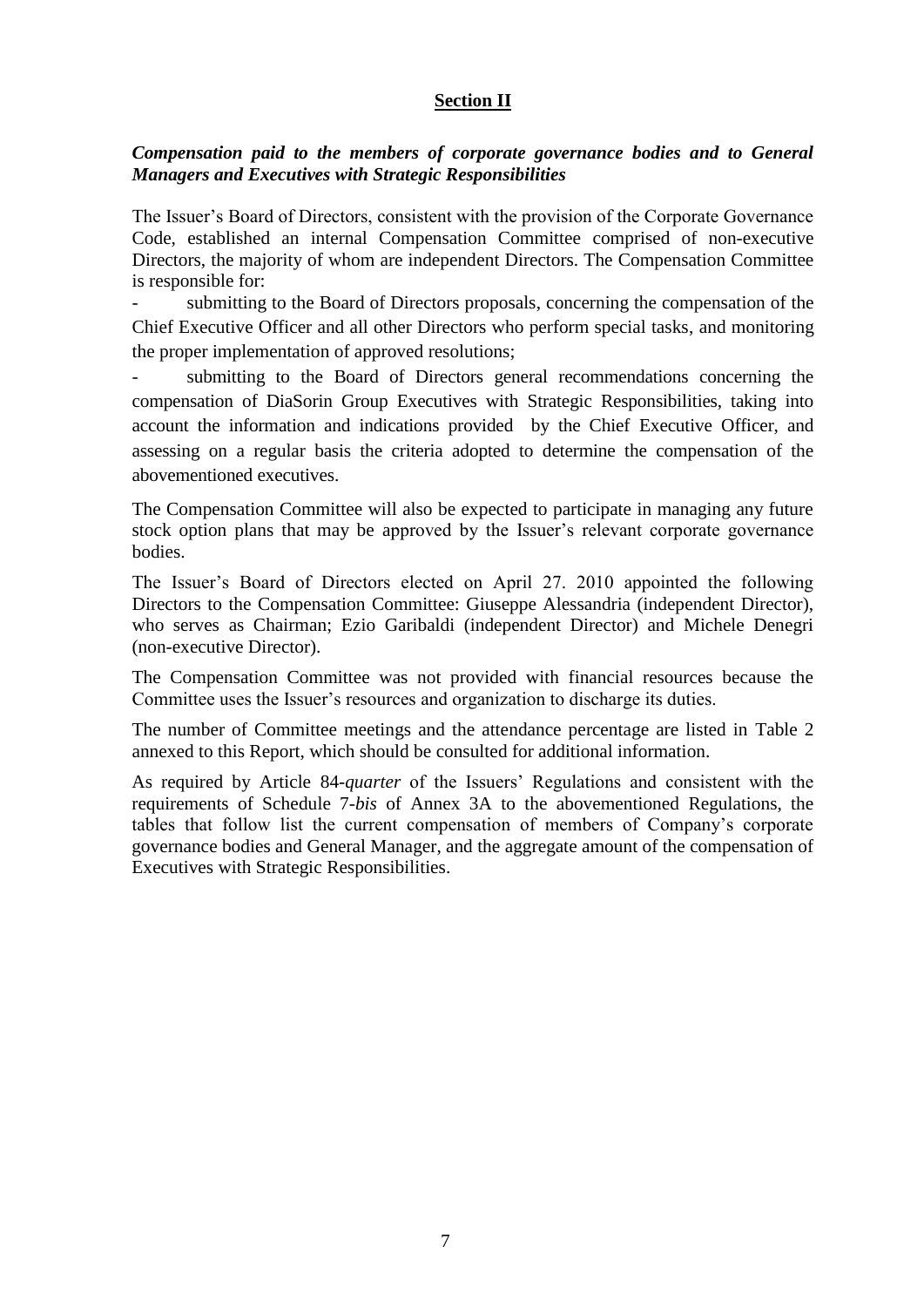## Section II

***Compensation paid to the members of corporate governance bodies and to General Managers and Executives with Strategic Responsibilities***

The Issuer's Board of Directors, consistent with the provision of the Corporate Governance Code, established an internal Compensation Committee comprised of non-executive Directors, the majority of whom are independent Directors. The Compensation Committee is responsible for:

- submitting to the Board of Directors proposals, concerning the compensation of the Chief Executive Officer and all other Directors who perform special tasks, and monitoring the proper implementation of approved resolutions;
- submitting to the Board of Directors general recommendations concerning the compensation of DiaSorin Group Executives with Strategic Responsibilities, taking into account the information and indications provided by the Chief Executive Officer, and assessing on a regular basis the criteria adopted to determine the compensation of the abovementioned executives.

The Compensation Committee will also be expected to participate in managing any future stock option plans that may be approved by the Issuer's relevant corporate governance bodies.

The Issuer's Board of Directors elected on April 27. 2010 appointed the following Directors to the Compensation Committee: Giuseppe Alessandria (independent Director), who serves as Chairman; Ezio Garibaldi (independent Director) and Michele Denegri (non-executive Director).

The Compensation Committee was not provided with financial resources because the Committee uses the Issuer's resources and organization to discharge its duties.

The number of Committee meetings and the attendance percentage are listed in Table 2 annexed to this Report, which should be consulted for additional information.

As required by Article 84-*quarter* of the Issuers' Regulations and consistent with the requirements of Schedule 7-*bis* of Annex 3A to the abovementioned Regulations, the tables that follow list the current compensation of members of Company's corporate governance bodies and General Manager, and the aggregate amount of the compensation of Executives with Strategic Responsibilities.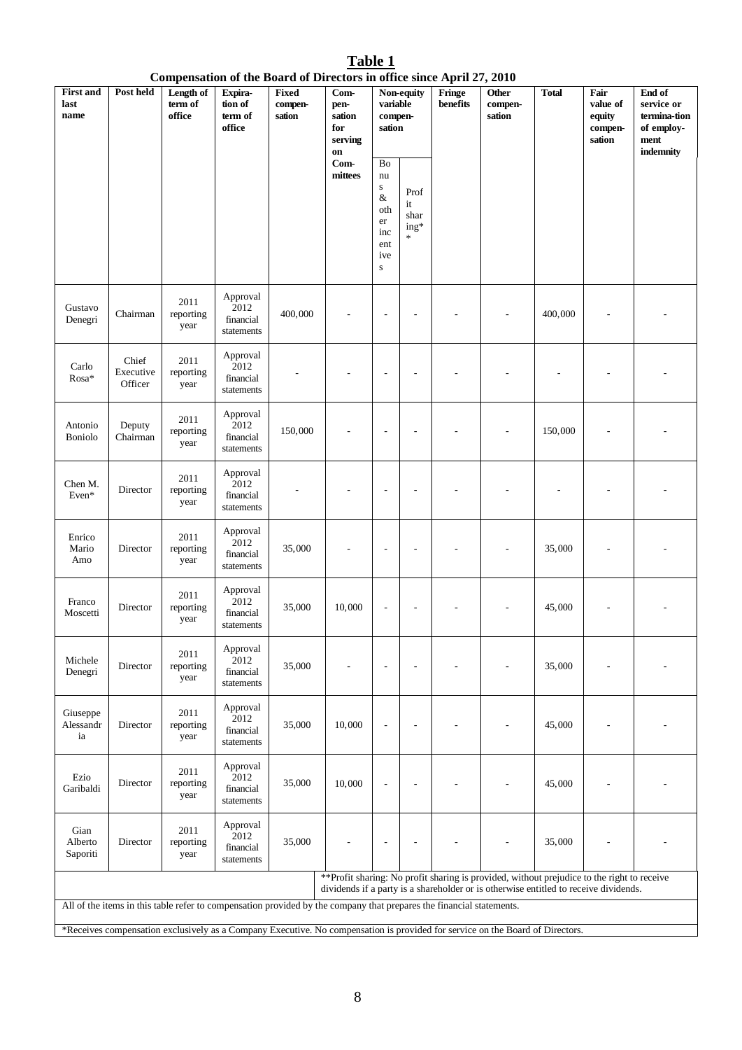**Table 1**

**Compensation of the Board of Directors in office since April 27, 2010**

| First and last name | Post held | Length of term of office | Expiration of term of office | Fixed compensation | Compensation for serving on Committees | Non-equity variable compensation | | Fringe benefits | Other compensation | Total | Fair value of equity compensation | End of service or termination of employment indemnity |
|---|---|---|---|---|---|---|---|---|---|---|---|---|
| | | | | | | Bonus & other incentives | Profit sharing** | | | | | |
| Gustavo Denegri | Chairman | 2011 reporting year | Approval 2012 financial statements | 400,000 | - | - | - | - | - | 400,000 | - | - |
| Carlo Rosa* | Chief Executive Officer | 2011 reporting year | Approval 2012 financial statements | - | - | - | - | - | - | - | - | - |
| Antonio Boniolo | Deputy Chairman | 2011 reporting year | Approval 2012 financial statements | 150,000 | - | - | - | - | - | 150,000 | - | - |
| Chen M. Even* | Director | 2011 reporting year | Approval 2012 financial statements | - | - | - | - | - | - | - | - | - |
| Enrico Mario Amo | Director | 2011 reporting year | Approval 2012 financial statements | 35,000 | - | - | - | - | - | 35,000 | - | - |
| Franco Moscetti | Director | 2011 reporting year | Approval 2012 financial statements | 35,000 | 10,000 | - | - | - | - | 45,000 | - | - |
| Michele Denegri | Director | 2011 reporting year | Approval 2012 financial statements | 35,000 | - | - | - | - | - | 35,000 | - | - |
| Giuseppe Alessandria | Director | 2011 reporting year | Approval 2012 financial statements | 35,000 | 10,000 | - | - | - | - | 45,000 | - | - |
| Ezio Garibaldi | Director | 2011 reporting year | Approval 2012 financial statements | 35,000 | 10,000 | - | - | - | - | 45,000 | - | - |
| Gian Alberto Saporiti | Director | 2011 reporting year | Approval 2012 financial statements | 35,000 | - | - | - | - | - | 35,000 | - | - |

**Profit sharing: No profit sharing is provided, without prejudice to the right to receive dividends if a party is a shareholder or is otherwise entitled to receive dividends.

All of the items in this table refer to compensation provided by the company that prepares the financial statements.

*Receives compensation exclusively as a Company Executive. No compensation is provided for service on the Board of Directors.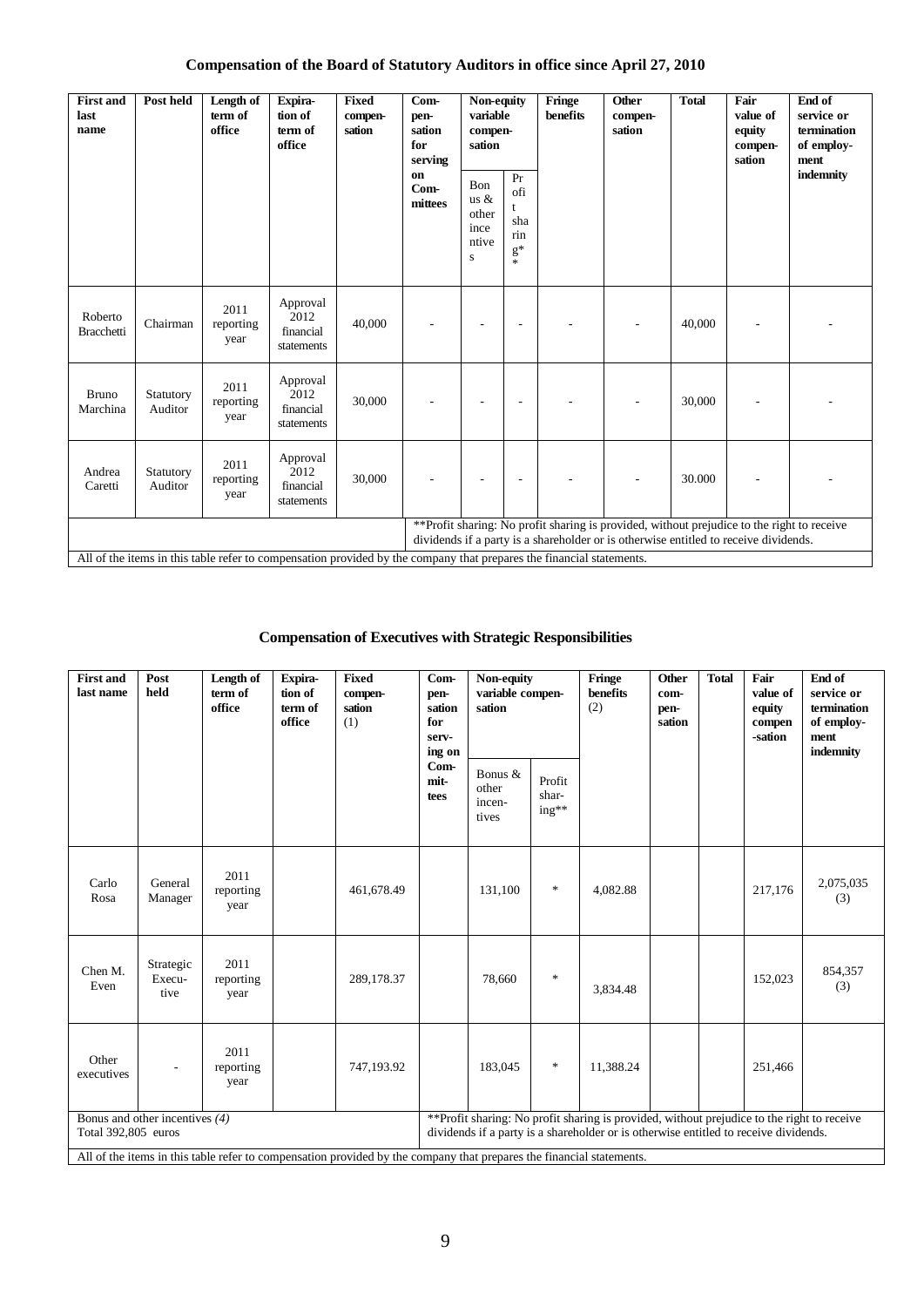## Compensation of the Board of Statutory Auditors in office since April 27, 2010

| First and last name | Post held | Length of term of office | Expiration of term of office | Fixed compensation | Compensation for serving on Committees | Non-equity variable compensation | | Fringe benefits | Other compensation | Total | Fair value of equity compensation | End of service or termination of employment indemnity |
|---|---|---|---|---|---|---|---|---|---|---|---|---|
| | | | | | | Bonus & other incentives | Profit sharing** | | | | | |
| Roberto Bracchetti | Chairman | 2011 reporting year | Approval 2012 financial statements | 40,000 | - | - | - | - | - | 40,000 | - | - |
| Bruno Marchina | Statutory Auditor | 2011 reporting year | Approval 2012 financial statements | 30,000 | - | - | - | - | - | 30,000 | - | - |
| Andrea Caretti | Statutory Auditor | 2011 reporting year | Approval 2012 financial statements | 30,000 | - | - | - | - | - | 30.000 | - | - |

**Profit sharing: No profit sharing is provided, without prejudice to the right to receive dividends if a party is a shareholder or is otherwise entitled to receive dividends.

All of the items in this table refer to compensation provided by the company that prepares the financial statements.

## Compensation of Executives with Strategic Responsibilities

| First and last name | Post held | Length of term of office | Expiration of term of office | Fixed compensation (1) | Compensation for serving on Committees | Non-equity variable compensation | | Fringe benefits (2) | Other compensation | Total | Fair value of equity compensation | End of service or termination of employment indemnity |
|---|---|---|---|---|---|---|---|---|---|---|---|---|
| | | | | | | Bonus & other incentives | Profit sharing** | | | | | |
| Carlo Rosa | General Manager | 2011 reporting year | | 461,678.49 | | 131,100 | * | 4,082.88 | | | 217,176 | 2,075,035 (3) |
| Chen M. Even | Strategic Executive | 2011 reporting year | | 289,178.37 | | 78,660 | * | 3,834.48 | | | 152,023 | 854,357 (3) |
| Other executives | - | 2011 reporting year | | 747,193.92 | | 183,045 | * | 11,388.24 | | | 251,466 | |

Bonus and other incentives *(4)*
Total 392,805 euros

**Profit sharing: No profit sharing is provided, without prejudice to the right to receive dividends if a party is a shareholder or is otherwise entitled to receive dividends.

All of the items in this table refer to compensation provided by the company that prepares the financial statements.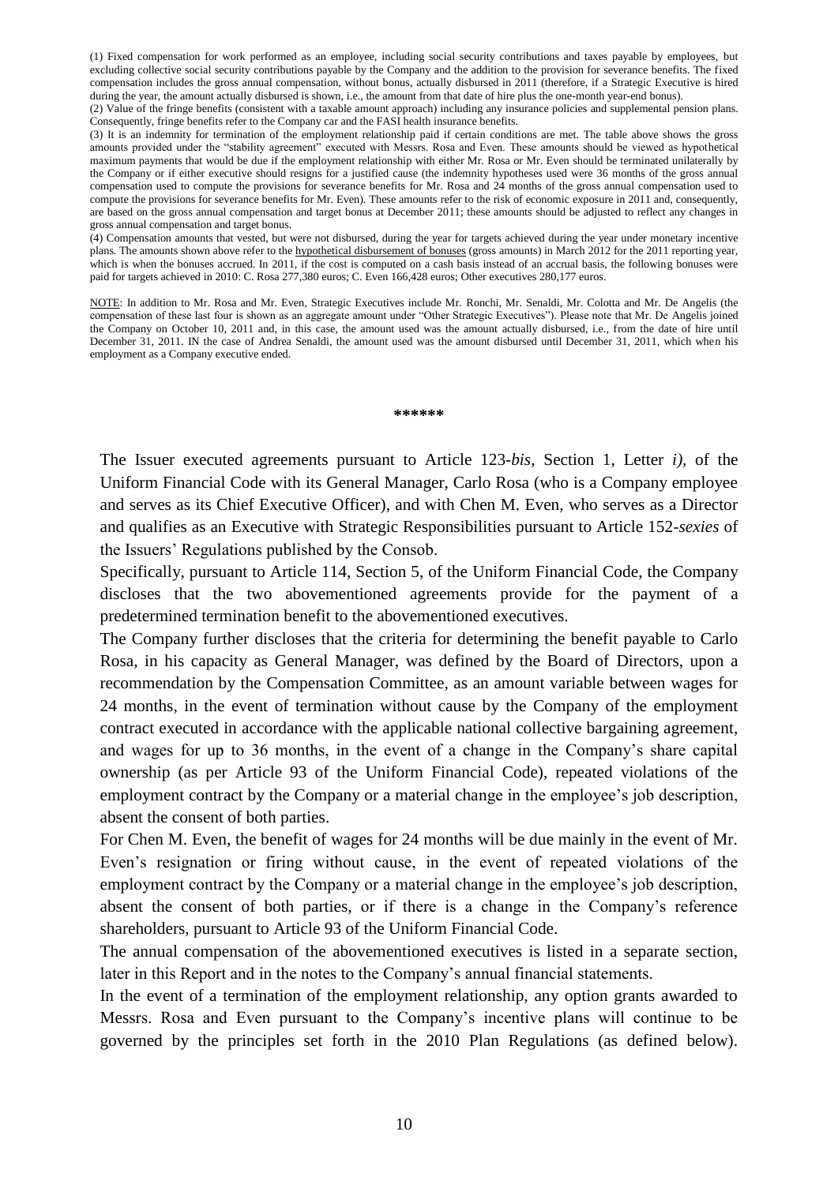(1) Fixed compensation for work performed as an employee, including social security contributions and taxes payable by employees, but excluding collective social security contributions payable by the Company and the addition to the provision for severance benefits. The fixed compensation includes the gross annual compensation, without bonus, actually disbursed in 2011 (therefore, if a Strategic Executive is hired during the year, the amount actually disbursed is shown, i.e., the amount from that date of hire plus the one-month year-end bonus).

(2) Value of the fringe benefits (consistent with a taxable amount approach) including any insurance policies and supplemental pension plans. Consequently, fringe benefits refer to the Company car and the FASI health insurance benefits.

(3) It is an indemnity for termination of the employment relationship paid if certain conditions are met. The table above shows the gross amounts provided under the "stability agreement" executed with Messrs. Rosa and Even. These amounts should be viewed as hypothetical maximum payments that would be due if the employment relationship with either Mr. Rosa or Mr. Even should be terminated unilaterally by the Company or if either executive should resigns for a justified cause (the indemnity hypotheses used were 36 months of the gross annual compensation used to compute the provisions for severance benefits for Mr. Rosa and 24 months of the gross annual compensation used to compute the provisions for severance benefits for Mr. Even). These amounts refer to the risk of economic exposure in 2011 and, consequently, are based on the gross annual compensation and target bonus at December 2011; these amounts should be adjusted to reflect any changes in gross annual compensation and target bonus.

(4) Compensation amounts that vested, but were not disbursed, during the year for targets achieved during the year under monetary incentive plans. The amounts shown above refer to the hypothetical disbursement of bonuses (gross amounts) in March 2012 for the 2011 reporting year, which is when the bonuses accrued. In 2011, if the cost is computed on a cash basis instead of an accrual basis, the following bonuses were paid for targets achieved in 2010: C. Rosa 277,380 euros; C. Even 166,428 euros; Other executives 280,177 euros.

NOTE: In addition to Mr. Rosa and Mr. Even, Strategic Executives include Mr. Ronchi, Mr. Senaldi, Mr. Colotta and Mr. De Angelis (the compensation of these last four is shown as an aggregate amount under "Other Strategic Executives"). Please note that Mr. De Angelis joined the Company on October 10, 2011 and, in this case, the amount used was the amount actually disbursed, i.e., from the date of hire until December 31, 2011. IN the case of Andrea Senaldi, the amount used was the amount disbursed until December 31, 2011, which when his employment as a Company executive ended.

******

The Issuer executed agreements pursuant to Article 123-*bis*, Section 1, Letter *i)*, of the Uniform Financial Code with its General Manager, Carlo Rosa (who is a Company employee and serves as its Chief Executive Officer), and with Chen M. Even, who serves as a Director and qualifies as an Executive with Strategic Responsibilities pursuant to Article 152-*sexies* of the Issuers' Regulations published by the Consob.

Specifically, pursuant to Article 114, Section 5, of the Uniform Financial Code, the Company discloses that the two abovementioned agreements provide for the payment of a predetermined termination benefit to the abovementioned executives.

The Company further discloses that the criteria for determining the benefit payable to Carlo Rosa, in his capacity as General Manager, was defined by the Board of Directors, upon a recommendation by the Compensation Committee, as an amount variable between wages for 24 months, in the event of termination without cause by the Company of the employment contract executed in accordance with the applicable national collective bargaining agreement, and wages for up to 36 months, in the event of a change in the Company's share capital ownership (as per Article 93 of the Uniform Financial Code), repeated violations of the employment contract by the Company or a material change in the employee's job description, absent the consent of both parties.

For Chen M. Even, the benefit of wages for 24 months will be due mainly in the event of Mr. Even's resignation or firing without cause, in the event of repeated violations of the employment contract by the Company or a material change in the employee's job description, absent the consent of both parties, or if there is a change in the Company's reference shareholders, pursuant to Article 93 of the Uniform Financial Code.

The annual compensation of the abovementioned executives is listed in a separate section, later in this Report and in the notes to the Company's annual financial statements.

In the event of a termination of the employment relationship, any option grants awarded to Messrs. Rosa and Even pursuant to the Company's incentive plans will continue to be governed by the principles set forth in the 2010 Plan Regulations (as defined below).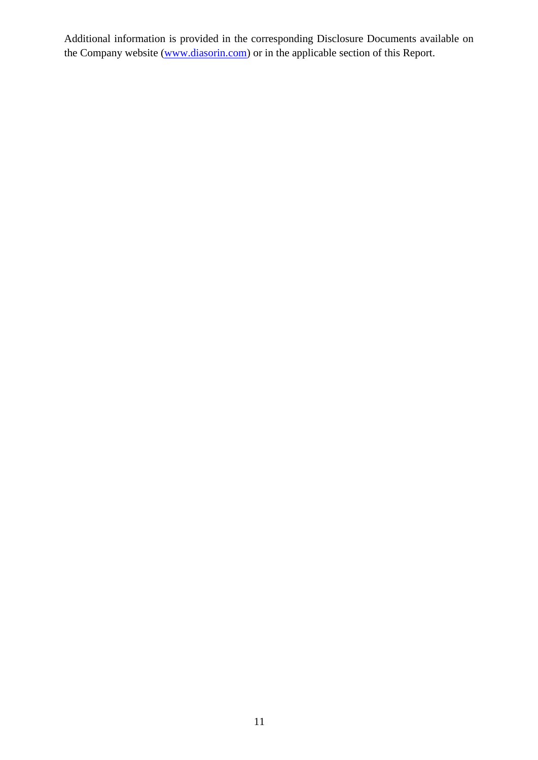Additional information is provided in the corresponding Disclosure Documents available on the Company website (www.diasorin.com) or in the applicable section of this Report.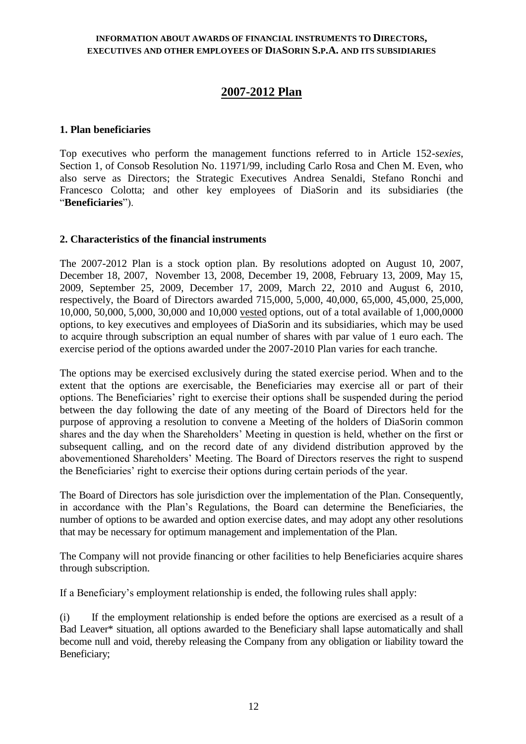**INFORMATION ABOUT AWARDS OF FINANCIAL INSTRUMENTS TO DIRECTORS, EXECUTIVES AND OTHER EMPLOYEES OF DIASORIN S.P.A. AND ITS SUBSIDIARIES**

# 2007-2012 Plan

### 1. Plan beneficiaries

Top executives who perform the management functions referred to in Article 152-*sexies*, Section 1, of Consob Resolution No. 11971/99, including Carlo Rosa and Chen M. Even, who also serve as Directors; the Strategic Executives Andrea Senaldi, Stefano Ronchi and Francesco Colotta; and other key employees of DiaSorin and its subsidiaries (the "**Beneficiaries**").

### 2. Characteristics of the financial instruments

The 2007-2012 Plan is a stock option plan. By resolutions adopted on August 10, 2007, December 18, 2007, November 13, 2008, December 19, 2008, February 13, 2009, May 15, 2009, September 25, 2009, December 17, 2009, March 22, 2010 and August 6, 2010, respectively, the Board of Directors awarded 715,000, 5,000, 40,000, 65,000, 45,000, 25,000, 10,000, 50,000, 5,000, 30,000 and 10,000 vested options, out of a total available of 1,000,0000 options, to key executives and employees of DiaSorin and its subsidiaries, which may be used to acquire through subscription an equal number of shares with par value of 1 euro each. The exercise period of the options awarded under the 2007-2010 Plan varies for each tranche.

The options may be exercised exclusively during the stated exercise period. When and to the extent that the options are exercisable, the Beneficiaries may exercise all or part of their options. The Beneficiaries' right to exercise their options shall be suspended during the period between the day following the date of any meeting of the Board of Directors held for the purpose of approving a resolution to convene a Meeting of the holders of DiaSorin common shares and the day when the Shareholders' Meeting in question is held, whether on the first or subsequent calling, and on the record date of any dividend distribution approved by the abovementioned Shareholders' Meeting. The Board of Directors reserves the right to suspend the Beneficiaries' right to exercise their options during certain periods of the year.

The Board of Directors has sole jurisdiction over the implementation of the Plan. Consequently, in accordance with the Plan's Regulations, the Board can determine the Beneficiaries, the number of options to be awarded and option exercise dates, and may adopt any other resolutions that may be necessary for optimum management and implementation of the Plan.

The Company will not provide financing or other facilities to help Beneficiaries acquire shares through subscription.

If a Beneficiary's employment relationship is ended, the following rules shall apply:

(i) If the employment relationship is ended before the options are exercised as a result of a Bad Leaver* situation, all options awarded to the Beneficiary shall lapse automatically and shall become null and void, thereby releasing the Company from any obligation or liability toward the Beneficiary;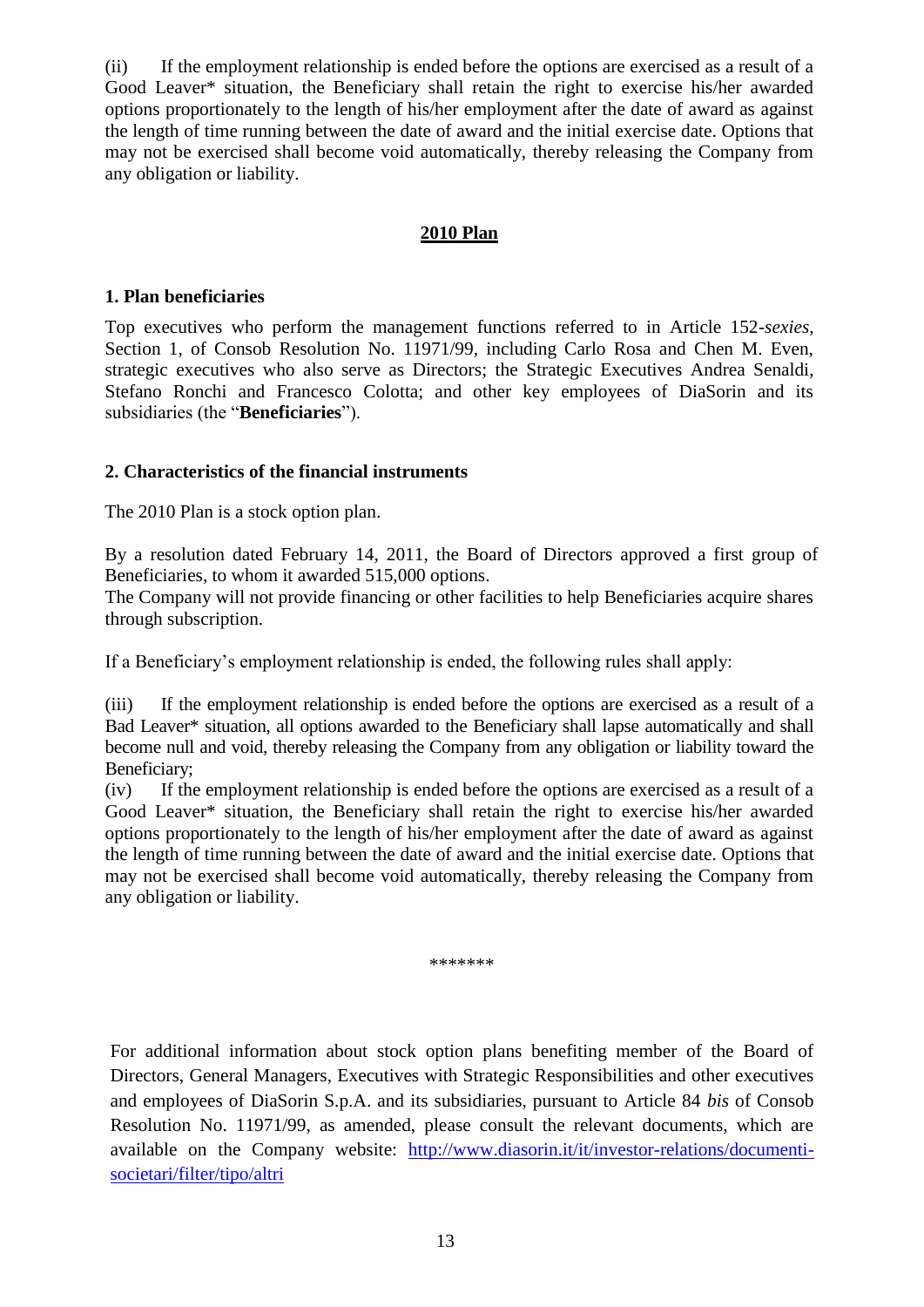(ii) If the employment relationship is ended before the options are exercised as a result of a Good Leaver* situation, the Beneficiary shall retain the right to exercise his/her awarded options proportionately to the length of his/her employment after the date of award as against the length of time running between the date of award and the initial exercise date. Options that may not be exercised shall become void automatically, thereby releasing the Company from any obligation or liability.

## 2010 Plan

### 1. Plan beneficiaries

Top executives who perform the management functions referred to in Article 152-*sexies*, Section 1, of Consob Resolution No. 11971/99, including Carlo Rosa and Chen M. Even, strategic executives who also serve as Directors; the Strategic Executives Andrea Senaldi, Stefano Ronchi and Francesco Colotta; and other key employees of DiaSorin and its subsidiaries (the "**Beneficiaries**").

### 2. Characteristics of the financial instruments

The 2010 Plan is a stock option plan.

By a resolution dated February 14, 2011, the Board of Directors approved a first group of Beneficiaries, to whom it awarded 515,000 options.
The Company will not provide financing or other facilities to help Beneficiaries acquire shares through subscription.

If a Beneficiary's employment relationship is ended, the following rules shall apply:

(iii) If the employment relationship is ended before the options are exercised as a result of a Bad Leaver* situation, all options awarded to the Beneficiary shall lapse automatically and shall become null and void, thereby releasing the Company from any obligation or liability toward the Beneficiary;
(iv) If the employment relationship is ended before the options are exercised as a result of a Good Leaver* situation, the Beneficiary shall retain the right to exercise his/her awarded options proportionately to the length of his/her employment after the date of award as against the length of time running between the date of award and the initial exercise date. Options that may not be exercised shall become void automatically, thereby releasing the Company from any obligation or liability.

*******

For additional information about stock option plans benefiting member of the Board of Directors, General Managers, Executives with Strategic Responsibilities and other executives and employees of DiaSorin S.p.A. and its subsidiaries, pursuant to Article 84 *bis* of Consob Resolution No. 11971/99, as amended, please consult the relevant documents, which are available on the Company website: http://www.diasorin.it/it/investor-relations/documenti-societari/filter/tipo/altri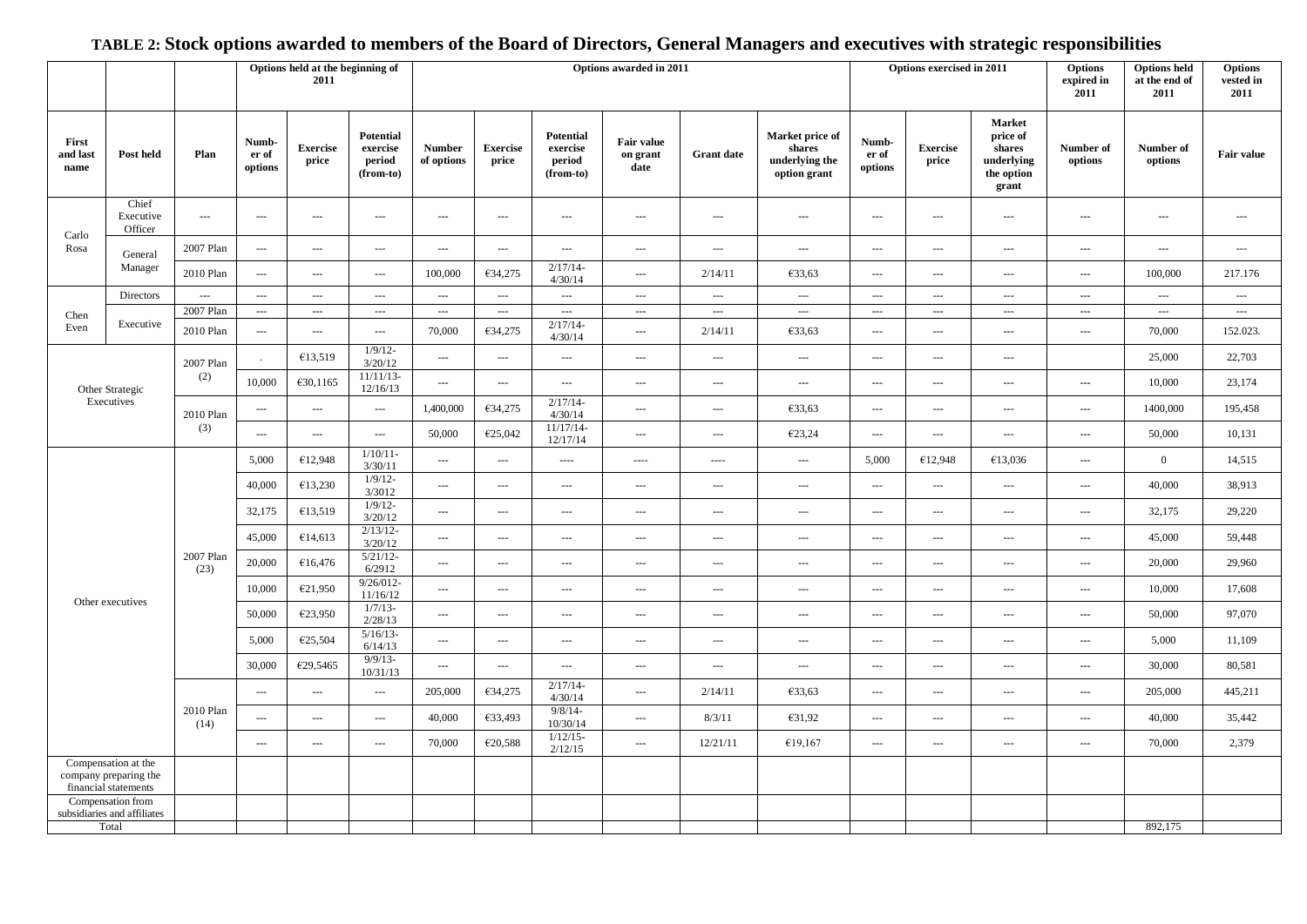## TABLE 2: Stock options awarded to members of the Board of Directors, General Managers and executives with strategic responsibilities

| | | | Options held at the beginning of 2011 | | | Options awarded in 2011 | | | | | | Options exercised in 2011 | | | Options expired in 2011 | Options held at the end of 2011 | Options vested in 2011 |
|---|---|---|---|---|---|---|---|---|---|---|---|---|---|---|---|---|---|
| First and last name | Post held | Plan | Number of options | Exercise price | Potential exercise period (from-to) | Number of options | Exercise price | Potential exercise period (from-to) | Fair value on grant date | Grant date | Market price of shares underlying the option grant | Number of options | Exercise price | Market price of shares underlying the option grant | Number of options | Number of options | Fair value |
| Carlo Rosa | Chief Executive Officer | --- | --- | --- | --- | --- | --- | --- | --- | --- | --- | --- | --- | --- | --- | --- | --- |
| | General Manager | 2007 Plan | --- | --- | --- | --- | --- | --- | --- | --- | --- | --- | --- | --- | --- | --- | --- |
| | | 2010 Plan | --- | --- | --- | 100,000 | €34,275 | 2/17/14-4/30/14 | --- | 2/14/11 | €33,63 | --- | --- | --- | --- | 100,000 | 217.176 |
| Chen Even | Directors | --- | --- | --- | --- | --- | --- | --- | --- | --- | --- | --- | --- | --- | --- | --- | --- |
| | Executive | 2007 Plan | --- | --- | --- | --- | --- | --- | --- | --- | --- | --- | --- | --- | --- | --- | --- |
| | | 2010 Plan | --- | --- | --- | 70,000 | €34,275 | 2/17/14-4/30/14 | --- | 2/14/11 | €33,63 | --- | --- | --- | --- | 70,000 | 152.023. |
| Other Strategic Executives | | 2007 Plan (2) | . | €13,519 | 1/9/12-3/20/12 | --- | --- | --- | --- | --- | --- | --- | --- | --- | | 25,000 | 22,703 |
| | | | 10,000 | €30,1165 | 11/11/13-12/16/13 | --- | --- | --- | --- | --- | --- | --- | --- | --- | --- | 10,000 | 23,174 |
| | | 2010 Plan (3) | --- | --- | --- | 1,400,000 | €34,275 | 2/17/14-4/30/14 | --- | --- | €33,63 | --- | --- | --- | --- | 1400,000 | 195,458 |
| | | | --- | --- | --- | 50,000 | €25,042 | 11/17/14-12/17/14 | --- | --- | €23,24 | --- | --- | --- | --- | 50,000 | 10,131 |
| Other executives | | 2007 Plan (23) | 5,000 | €12,948 | 1/10/11-3/30/11 | --- | --- | ---- | ---- | ---- | --- | 5,000 | €12,948 | €13,036 | --- | 0 | 14,515 |
| | | | 40,000 | €13,230 | 1/9/12-3/3012 | --- | --- | --- | --- | --- | --- | --- | --- | --- | --- | 40,000 | 38,913 |
| | | | 32,175 | €13,519 | 1/9/12-3/20/12 | --- | --- | --- | --- | --- | --- | --- | --- | --- | --- | 32,175 | 29,220 |
| | | | 45,000 | €14,613 | 2/13/12-3/20/12 | --- | --- | --- | --- | --- | --- | --- | --- | --- | --- | 45,000 | 59,448 |
| | | | 20,000 | €16,476 | 5/21/12-6/2912 | --- | --- | --- | --- | --- | --- | --- | --- | --- | --- | 20,000 | 29,960 |
| | | | 10,000 | €21,950 | 9/26/012-11/16/12 | --- | --- | --- | --- | --- | --- | --- | --- | --- | --- | 10,000 | 17,608 |
| | | | 50,000 | €23,950 | 1/7/13-2/28/13 | --- | --- | --- | --- | --- | --- | --- | --- | --- | --- | 50,000 | 97,070 |
| | | | 5,000 | €25,504 | 5/16/13-6/14/13 | --- | --- | --- | --- | --- | --- | --- | --- | --- | --- | 5,000 | 11,109 |
| | | | 30,000 | €29,5465 | 9/9/13-10/31/13 | --- | --- | --- | --- | --- | --- | --- | --- | --- | --- | 30,000 | 80,581 |
| | | 2010 Plan (14) | --- | --- | --- | 205,000 | €34,275 | 2/17/14-4/30/14 | --- | 2/14/11 | €33,63 | --- | --- | --- | --- | 205,000 | 445,211 |
| | | | --- | --- | --- | 40,000 | €33,493 | 9/8/14-10/30/14 | --- | 8/3/11 | €31,92 | --- | --- | --- | --- | 40,000 | 35,442 |
| | | | --- | --- | --- | 70,000 | €20,588 | 1/12/15-2/12/15 | --- | 12/21/11 | €19,167 | --- | --- | --- | --- | 70,000 | 2,379 |
| Compensation at the company preparing the financial statements | | | | | | | | | | | | | | | | | |
| Compensation from subsidiaries and affiliates | | | | | | | | | | | | | | | | | |
| Total | | | | | | | | | | | | | | | | 892,175 | |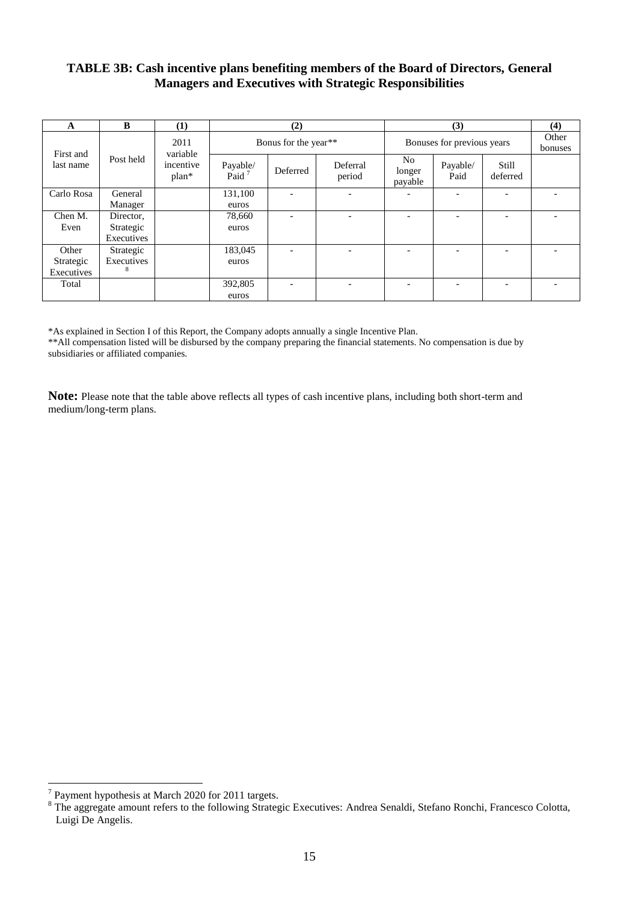## TABLE 3B: Cash incentive plans benefiting members of the Board of Directors, General Managers and Executives with Strategic Responsibilities

| A | B | (1) | (2) | | | (3) | | | (4) |
|---|---|---|---|---|---|---|---|---|---|
| First and last name | Post held | 2011 variable incentive plan* | Bonus for the year** | | | Bonuses for previous years | | | Other bonuses |
| | | | Payable/ Paid [7] | Deferred | Deferral period | No longer payable | Payable/ Paid | Still deferred | |
| Carlo Rosa | General Manager | | 131,100 euros | - | - | - | - | - | - |
| Chen M. Even | Director, Strategic Executives | | 78,660 euros | - | - | - | - | - | - |
| Other Strategic Executives | Strategic Executives [8] | | 183,045 euros | - | - | - | - | - | - |
| Total | | | 392,805 euros | - | - | - | - | - | - |

*As explained in Section I of this Report, the Company adopts annually a single Incentive Plan.
**All compensation listed will be disbursed by the company preparing the financial statements. No compensation is due by subsidiaries or affiliated companies.

**Note:** Please note that the table above reflects all types of cash incentive plans, including both short-term and medium/long-term plans.

[7] Payment hypothesis at March 2020 for 2011 targets.
[8] The aggregate amount refers to the following Strategic Executives: Andrea Senaldi, Stefano Ronchi, Francesco Colotta, Luigi De Angelis.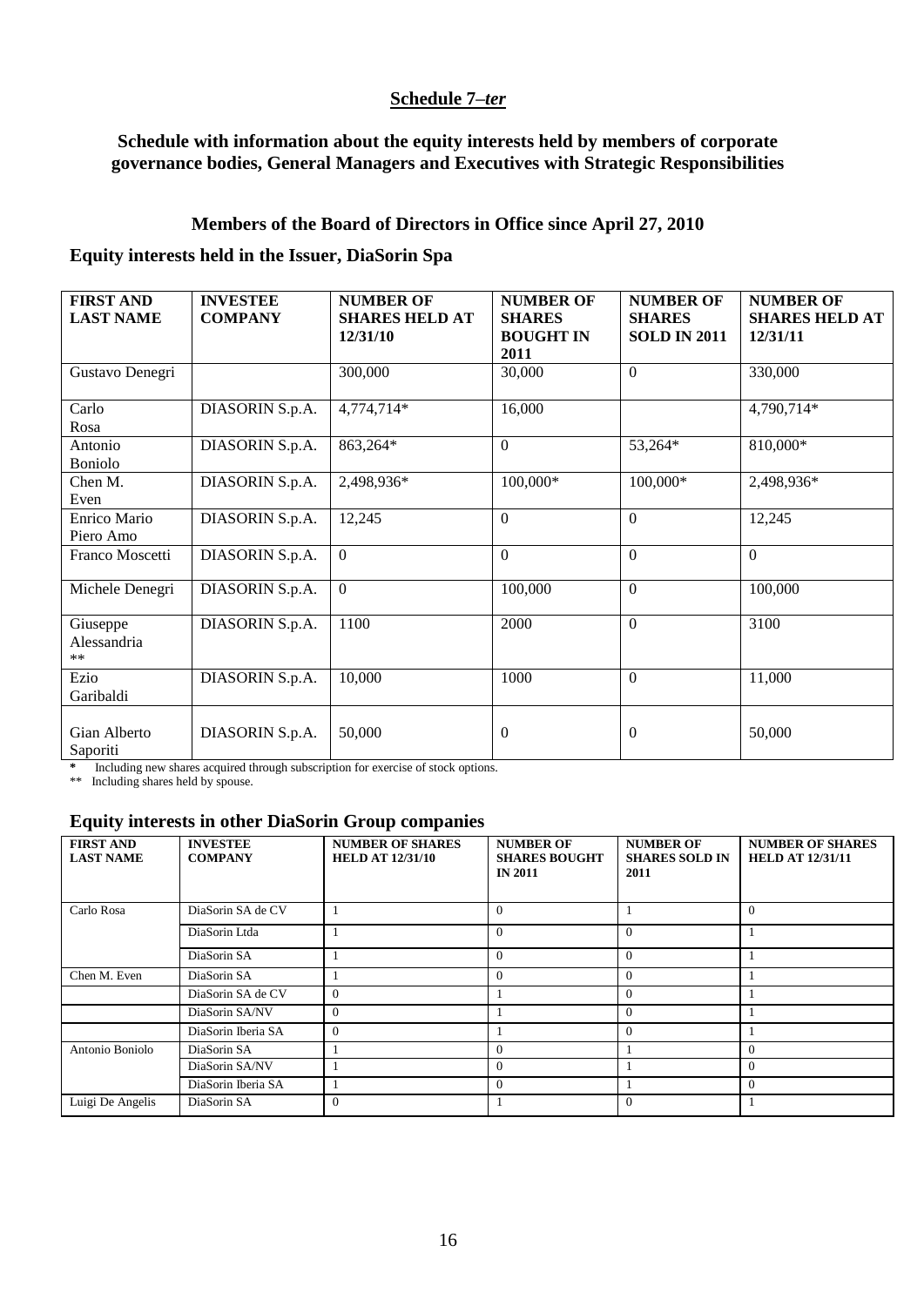## **Schedule 7–*ter***

### Schedule with information about the equity interests held by members of corporate governance bodies, General Managers and Executives with Strategic Responsibilities

### Members of the Board of Directors in Office since April 27, 2010

### Equity interests held in the Issuer, DiaSorin Spa

| FIRST AND LAST NAME | INVESTEE COMPANY | NUMBER OF SHARES HELD AT 12/31/10 | NUMBER OF SHARES BOUGHT IN 2011 | NUMBER OF SHARES SOLD IN 2011 | NUMBER OF SHARES HELD AT 12/31/11 |
|---|---|---|---|---|---|
| Gustavo Denegri | | 300,000 | 30,000 | 0 | 330,000 |
| Carlo Rosa | DIASORIN S.p.A. | 4,774,714* | 16,000 | | 4,790,714* |
| Antonio Boniolo | DIASORIN S.p.A. | 863,264* | 0 | 53,264* | 810,000* |
| Chen M. Even | DIASORIN S.p.A. | 2,498,936* | 100,000* | 100,000* | 2,498,936* |
| Enrico Mario Piero Amo | DIASORIN S.p.A. | 12,245 | 0 | 0 | 12,245 |
| Franco Moscetti | DIASORIN S.p.A. | 0 | 0 | 0 | 0 |
| Michele Denegri | DIASORIN S.p.A. | 0 | 100,000 | 0 | 100,000 |
| Giuseppe Alessandria ** | DIASORIN S.p.A. | 1100 | 2000 | 0 | 3100 |
| Ezio Garibaldi | DIASORIN S.p.A. | 10,000 | 1000 | 0 | 11,000 |
| Gian Alberto Saporiti | DIASORIN S.p.A. | 50,000 | 0 | 0 | 50,000 |

\* Including new shares acquired through subscription for exercise of stock options.

** Including shares held by spouse.

### Equity interests in other DiaSorin Group companies

| FIRST AND LAST NAME | INVESTEE COMPANY | NUMBER OF SHARES HELD AT 12/31/10 | NUMBER OF SHARES BOUGHT IN 2011 | NUMBER OF SHARES SOLD IN 2011 | NUMBER OF SHARES HELD AT 12/31/11 |
|---|---|---|---|---|---|
| Carlo Rosa | DiaSorin SA de CV | 1 | 0 | 1 | 0 |
| | DiaSorin Ltda | 1 | 0 | 0 | 1 |
| | DiaSorin SA | 1 | 0 | 0 | 1 |
| Chen M. Even | DiaSorin SA | 1 | 0 | 0 | 1 |
| | DiaSorin SA de CV | 0 | 1 | 0 | 1 |
| | DiaSorin SA/NV | 0 | 1 | 0 | 1 |
| | DiaSorin Iberia SA | 0 | 1 | 0 | 1 |
| Antonio Boniolo | DiaSorin SA | 1 | 0 | 1 | 0 |
| | DiaSorin SA/NV | 1 | 0 | 1 | 0 |
| | DiaSorin Iberia SA | 1 | 0 | 1 | 0 |
| Luigi De Angelis | DiaSorin SA | 0 | 1 | 0 | 1 |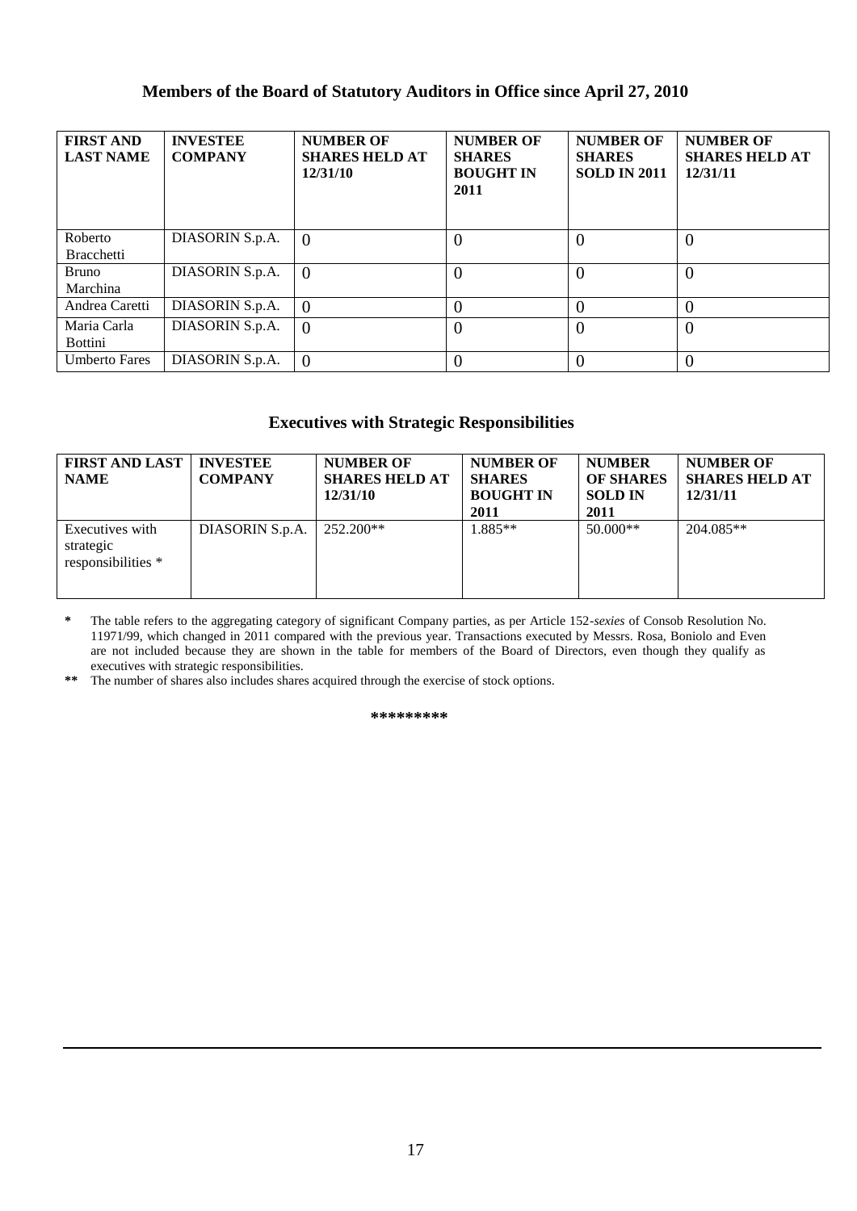## Members of the Board of Statutory Auditors in Office since April 27, 2010

| FIRST AND LAST NAME | INVESTEE COMPANY | NUMBER OF SHARES HELD AT 12/31/10 | NUMBER OF SHARES BOUGHT IN 2011 | NUMBER OF SHARES SOLD IN 2011 | NUMBER OF SHARES HELD AT 12/31/11 |
|---|---|---|---|---|---|
| Roberto Bracchetti | DIASORIN S.p.A. | 0 | 0 | 0 | 0 |
| Bruno Marchina | DIASORIN S.p.A. | 0 | 0 | 0 | 0 |
| Andrea Caretti | DIASORIN S.p.A. | 0 | 0 | 0 | 0 |
| Maria Carla Bottini | DIASORIN S.p.A. | 0 | 0 | 0 | 0 |
| Umberto Fares | DIASORIN S.p.A. | 0 | 0 | 0 | 0 |

## Executives with Strategic Responsibilities

| FIRST AND LAST NAME | INVESTEE COMPANY | NUMBER OF SHARES HELD AT 12/31/10 | NUMBER OF SHARES BOUGHT IN 2011 | NUMBER OF SHARES SOLD IN 2011 | NUMBER OF SHARES HELD AT 12/31/11 |
|---|---|---|---|---|---|
| Executives with strategic responsibilities * | DIASORIN S.p.A. | 252.200** | 1.885** | 50.000** | 204.085** |

**\*** The table refers to the aggregating category of significant Company parties, as per Article 152-*sexies* of Consob Resolution No. 11971/99, which changed in 2011 compared with the previous year. Transactions executed by Messrs. Rosa, Boniolo and Even are not included because they are shown in the table for members of the Board of Directors, even though they qualify as executives with strategic responsibilities.

**\*\*** The number of shares also includes shares acquired through the exercise of stock options.

**\*\*\*\*\*\*\*\*\***